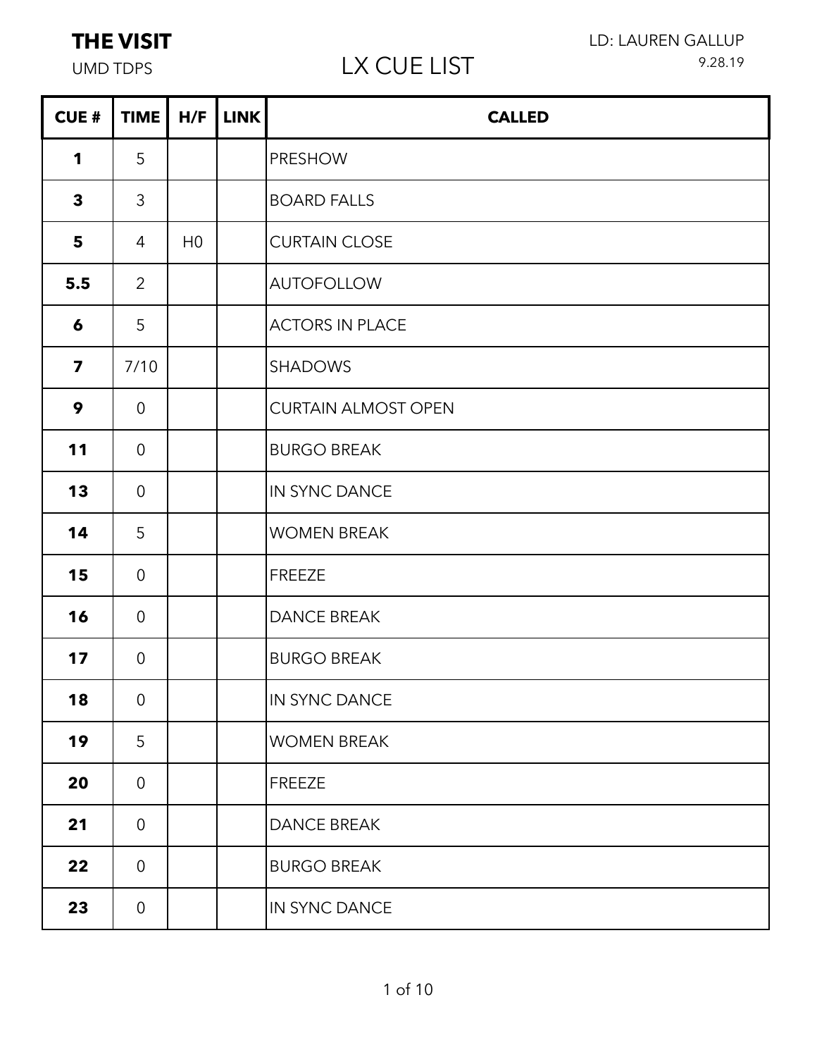**THE VISIT**

UMD TDPS

LD: LAUREN GALLUP

9.28.19

# LX CUE LIST

| CUE # | TIME | H/F | LINK | CALLED |
|---|---|---|---|---|
| **1** | 5 | | | PRESHOW |
| **3** | 3 | | | BOARD FALLS |
| **5** | 4 | H0 | | CURTAIN CLOSE |
| **5.5** | 2 | | | AUTOFOLLOW |
| **6** | 5 | | | ACTORS IN PLACE |
| **7** | 7/10 | | | SHADOWS |
| **9** | 0 | | | CURTAIN ALMOST OPEN |
| **11** | 0 | | | BURGO BREAK |
| **13** | 0 | | | IN SYNC DANCE |
| **14** | 5 | | | WOMEN BREAK |
| **15** | 0 | | | FREEZE |
| **16** | 0 | | | DANCE BREAK |
| **17** | 0 | | | BURGO BREAK |
| **18** | 0 | | | IN SYNC DANCE |
| **19** | 5 | | | WOMEN BREAK |
| **20** | 0 | | | FREEZE |
| **21** | 0 | | | DANCE BREAK |
| **22** | 0 | | | BURGO BREAK |
| **23** | 0 | | | IN SYNC DANCE |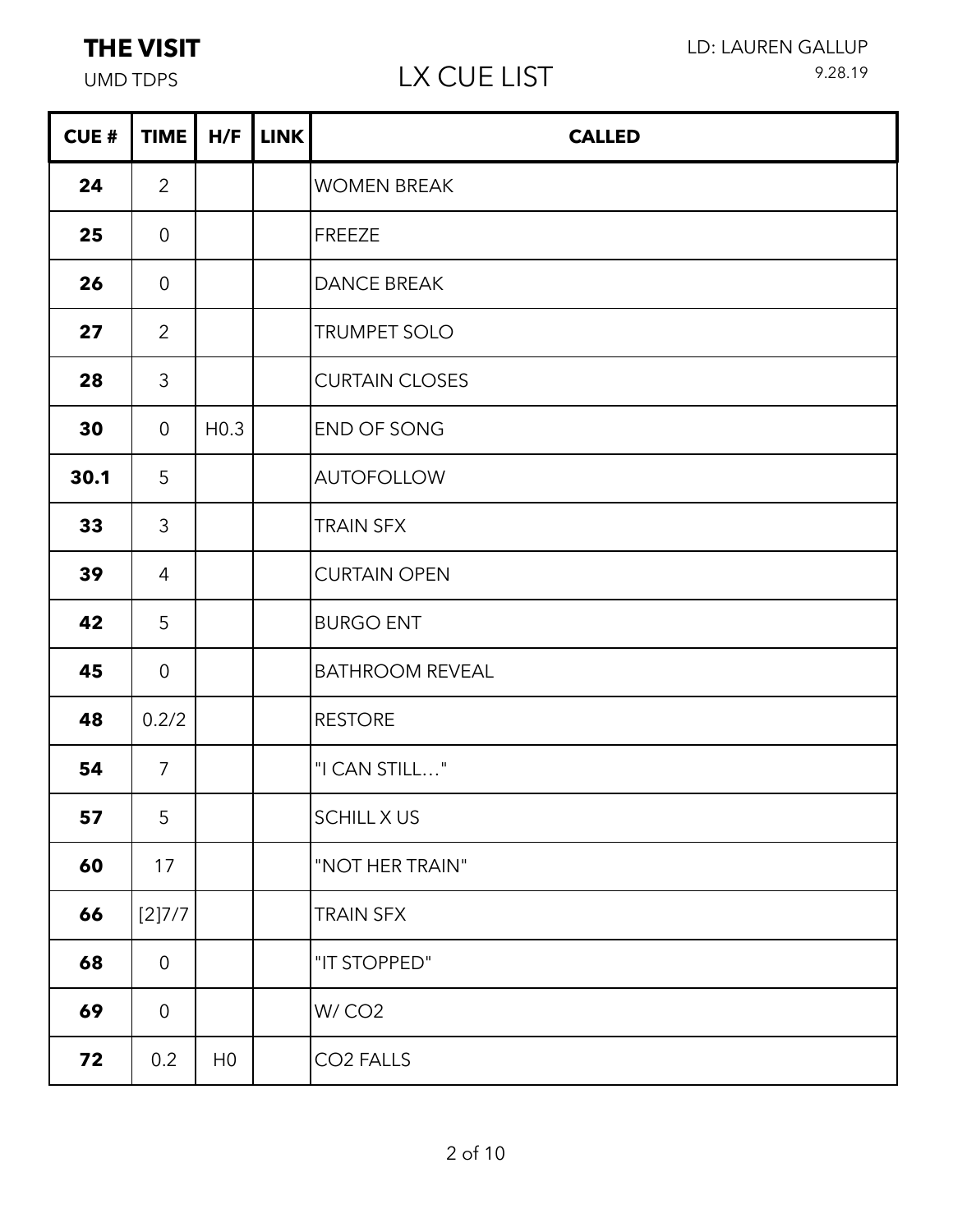**THE VISIT**

UMD TDPS

# LX CUE LIST

LD: LAUREN GALLUP

9.28.19

| CUE # | TIME | H/F | LINK | CALLED |
|---|---|---|---|---|
| **24** | 2 | | | WOMEN BREAK |
| **25** | 0 | | | FREEZE |
| **26** | 0 | | | DANCE BREAK |
| **27** | 2 | | | TRUMPET SOLO |
| **28** | 3 | | | CURTAIN CLOSES |
| **30** | 0 | H0.3 | | END OF SONG |
| **30.1** | 5 | | | AUTOFOLLOW |
| **33** | 3 | | | TRAIN SFX |
| **39** | 4 | | | CURTAIN OPEN |
| **42** | 5 | | | BURGO ENT |
| **45** | 0 | | | BATHROOM REVEAL |
| **48** | 0.2/2 | | | RESTORE |
| **54** | 7 | | | "I CAN STILL…" |
| **57** | 5 | | | SCHILL X US |
| **60** | 17 | | | "NOT HER TRAIN" |
| **66** | [2]7/7 | | | TRAIN SFX |
| **68** | 0 | | | "IT STOPPED" |
| **69** | 0 | | | W/ $CO_2$ |
| **72** | 0.2 | H0 | | $CO_2$ FALLS |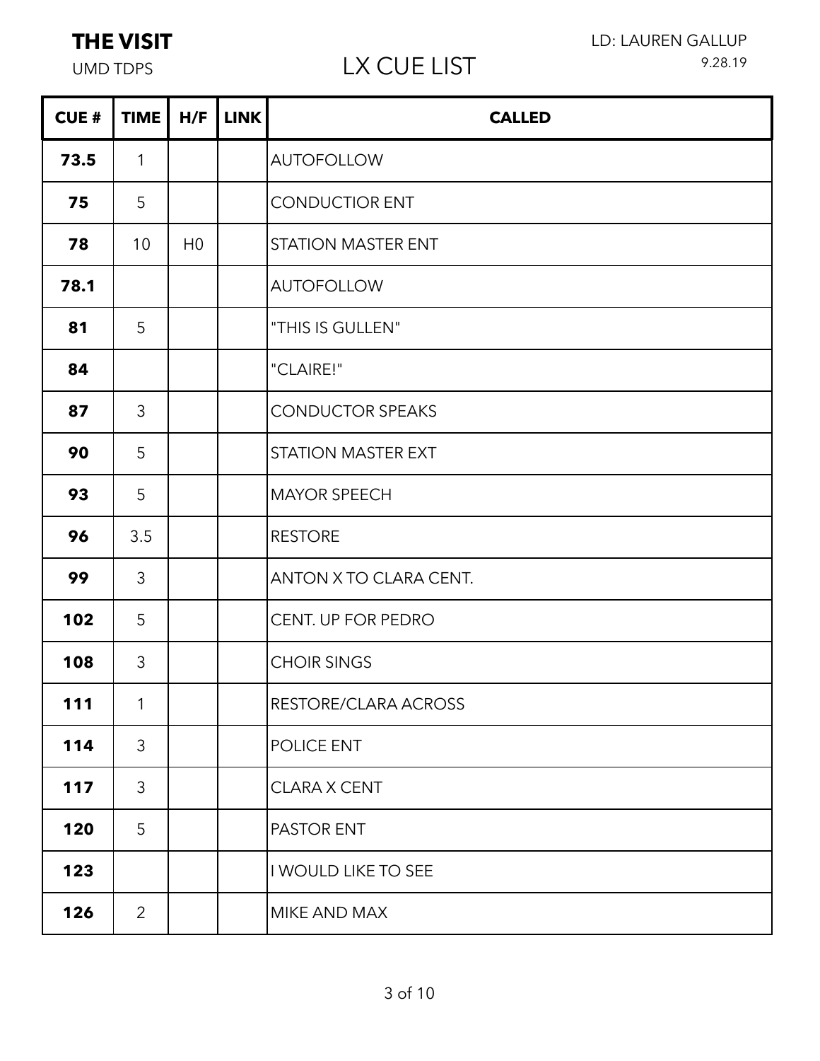**THE VISIT**

UMD TDPS

# LX CUE LIST

LD: LAUREN GALLUP

9.28.19

| CUE # | TIME | H/F | LINK | CALLED |
|---|---|---|---|---|
| **73.5** | 1 | | | AUTOFOLLOW |
| **75** | 5 | | | CONDUCTIOR ENT |
| **78** | 10 | H0 | | STATION MASTER ENT |
| **78.1** | | | | AUTOFOLLOW |
| **81** | 5 | | | "THIS IS GULLEN" |
| **84** | | | | "CLAIRE!" |
| **87** | 3 | | | CONDUCTOR SPEAKS |
| **90** | 5 | | | STATION MASTER EXT |
| **93** | 5 | | | MAYOR SPEECH |
| **96** | 3.5 | | | RESTORE |
| **99** | 3 | | | ANTON X TO CLARA CENT. |
| **102** | 5 | | | CENT. UP FOR PEDRO |
| **108** | 3 | | | CHOIR SINGS |
| **111** | 1 | | | RESTORE/CLARA ACROSS |
| **114** | 3 | | | POLICE ENT |
| **117** | 3 | | | CLARA X CENT |
| **120** | 5 | | | PASTOR ENT |
| **123** | | | | I WOULD LIKE TO SEE |
| **126** | 2 | | | MIKE AND MAX |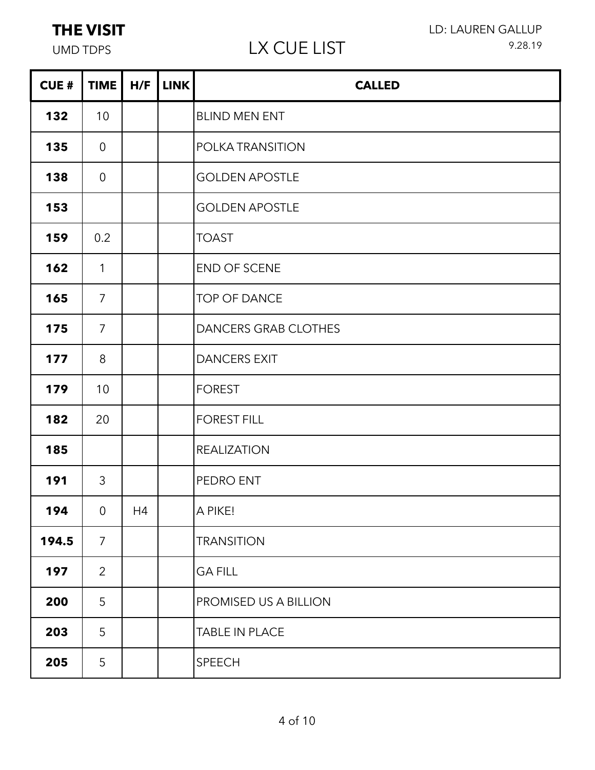**THE VISIT**

UMD TDPS

# LX CUE LIST

LD: LAUREN GALLUP

9.28.19

| CUE # | TIME | H/F | LINK | CALLED |
|---|---|---|---|---|
| **132** | 10 | | | BLIND MEN ENT |
| **135** | 0 | | | POLKA TRANSITION |
| **138** | 0 | | | GOLDEN APOSTLE |
| **153** | | | | GOLDEN APOSTLE |
| **159** | 0.2 | | | TOAST |
| **162** | 1 | | | END OF SCENE |
| **165** | 7 | | | TOP OF DANCE |
| **175** | 7 | | | DANCERS GRAB CLOTHES |
| **177** | 8 | | | DANCERS EXIT |
| **179** | 10 | | | FOREST |
| **182** | 20 | | | FOREST FILL |
| **185** | | | | REALIZATION |
| **191** | 3 | | | PEDRO ENT |
| **194** | 0 | H4 | | A PIKE! |
| **194.5** | 7 | | | TRANSITION |
| **197** | 2 | | | GA FILL |
| **200** | 5 | | | PROMISED US A BILLION |
| **203** | 5 | | | TABLE IN PLACE |
| **205** | 5 | | | SPEECH |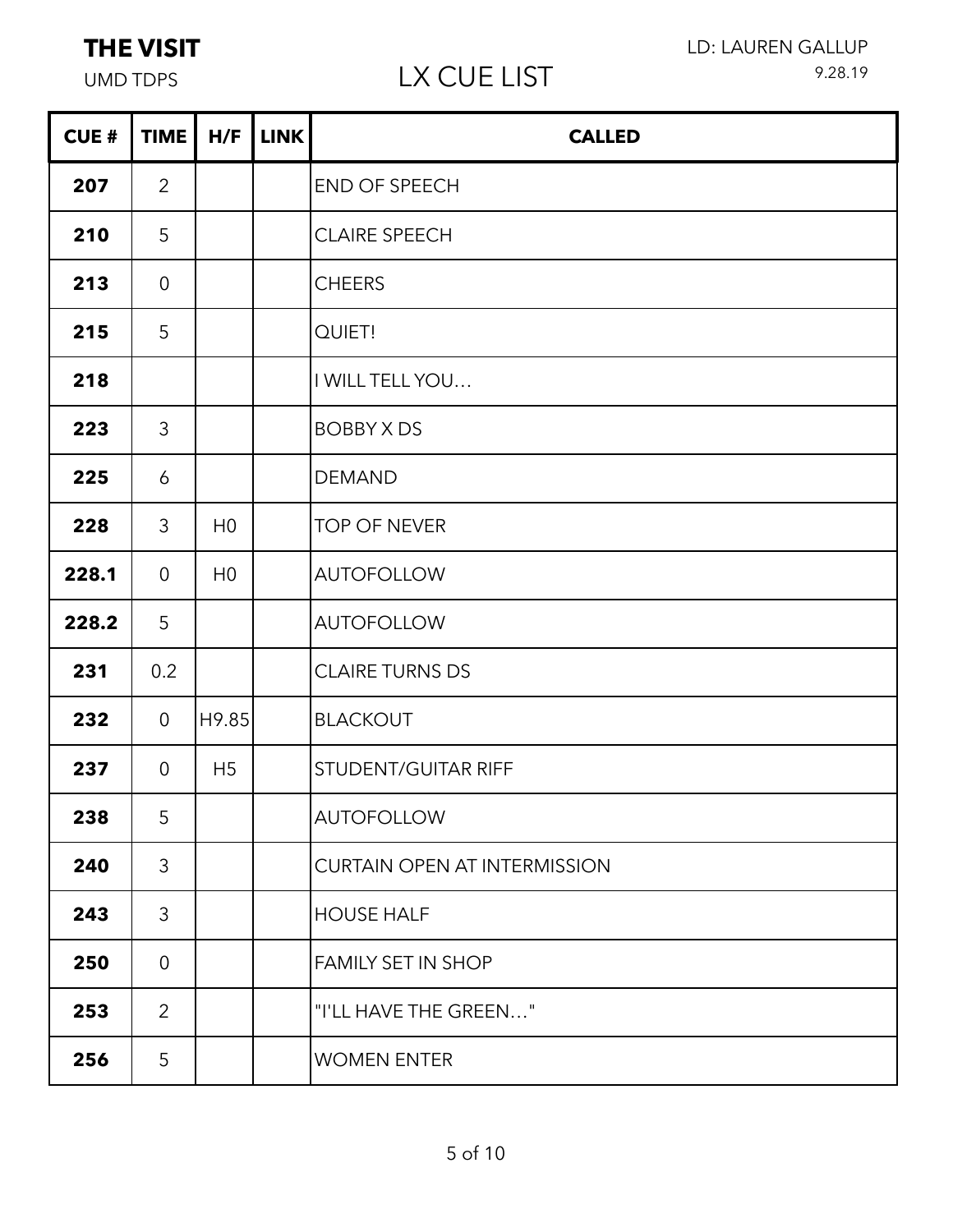**THE VISIT**

UMD TDPS

# LX CUE LIST

LD: LAUREN GALLUP

9.28.19

| CUE # | TIME | H/F | LINK | CALLED |
|---|---|---|---|---|
| **207** | 2 | | | END OF SPEECH |
| **210** | 5 | | | CLAIRE SPEECH |
| **213** | 0 | | | CHEERS |
| **215** | 5 | | | QUIET! |
| **218** | | | | I WILL TELL YOU… |
| **223** | 3 | | | BOBBY X DS |
| **225** | 6 | | | DEMAND |
| **228** | 3 | H0 | | TOP OF NEVER |
| **228.1** | 0 | H0 | | AUTOFOLLOW |
| **228.2** | 5 | | | AUTOFOLLOW |
| **231** | 0.2 | | | CLAIRE TURNS DS |
| **232** | 0 | H9.85 | | BLACKOUT |
| **237** | 0 | H5 | | STUDENT/GUITAR RIFF |
| **238** | 5 | | | AUTOFOLLOW |
| **240** | 3 | | | CURTAIN OPEN AT INTERMISSION |
| **243** | 3 | | | HOUSE HALF |
| **250** | 0 | | | FAMILY SET IN SHOP |
| **253** | 2 | | | "I'LL HAVE THE GREEN…" |
| **256** | 5 | | | WOMEN ENTER |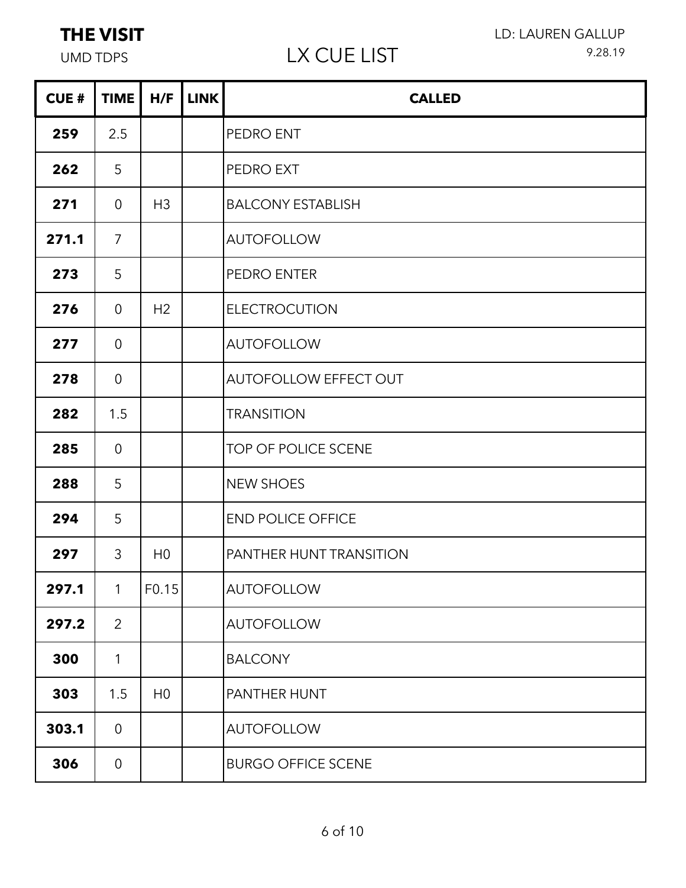**THE VISIT**

UMD TDPS

# LX CUE LIST

LD: LAUREN GALLUP

9.28.19

| CUE # | TIME | H/F | LINK | CALLED |
|---|---|---|---|---|
| **259** | 2.5 | | | PEDRO ENT |
| **262** | 5 | | | PEDRO EXT |
| **271** | 0 | H3 | | BALCONY ESTABLISH |
| **271.1** | 7 | | | AUTOFOLLOW |
| **273** | 5 | | | PEDRO ENTER |
| **276** | 0 | H2 | | ELECTROCUTION |
| **277** | 0 | | | AUTOFOLLOW |
| **278** | 0 | | | AUTOFOLLOW EFFECT OUT |
| **282** | 1.5 | | | TRANSITION |
| **285** | 0 | | | TOP OF POLICE SCENE |
| **288** | 5 | | | NEW SHOES |
| **294** | 5 | | | END POLICE OFFICE |
| **297** | 3 | H0 | | PANTHER HUNT TRANSITION |
| **297.1** | 1 | F0.15 | | AUTOFOLLOW |
| **297.2** | 2 | | | AUTOFOLLOW |
| **300** | 1 | | | BALCONY |
| **303** | 1.5 | H0 | | PANTHER HUNT |
| **303.1** | 0 | | | AUTOFOLLOW |
| **306** | 0 | | | BURGO OFFICE SCENE |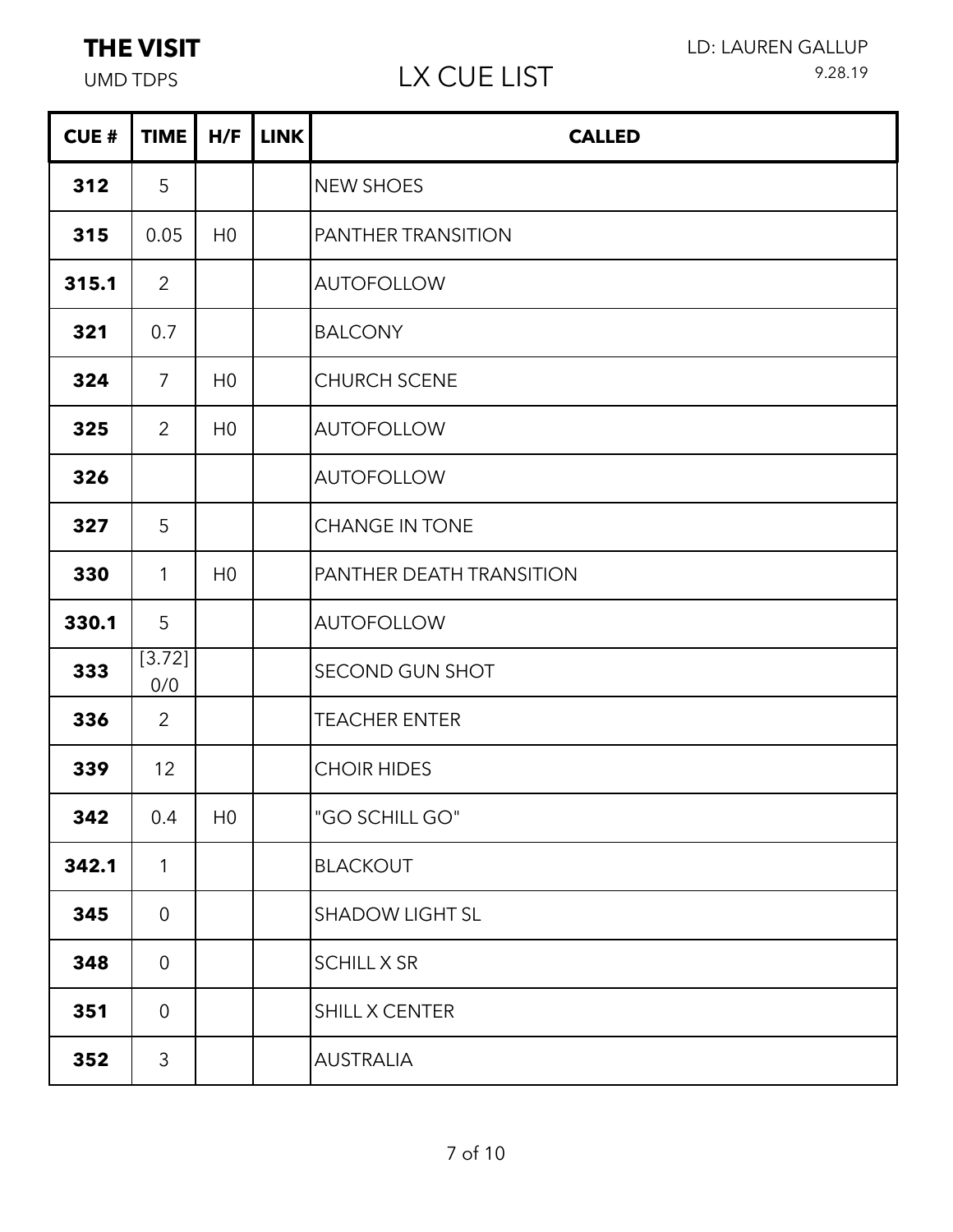**THE VISIT**

UMD TDPS

LD: LAUREN GALLUP

9.28.19

# LX CUE LIST

| CUE # | TIME | H/F | LINK | CALLED |
|---|---|---|---|---|
| **312** | 5 | | | NEW SHOES |
| **315** | 0.05 | H0 | | PANTHER TRANSITION |
| **315.1** | 2 | | | AUTOFOLLOW |
| **321** | 0.7 | | | BALCONY |
| **324** | 7 | H0 | | CHURCH SCENE |
| **325** | 2 | H0 | | AUTOFOLLOW |
| **326** | | | | AUTOFOLLOW |
| **327** | 5 | | | CHANGE IN TONE |
| **330** | 1 | H0 | | PANTHER DEATH TRANSITION |
| **330.1** | 5 | | | AUTOFOLLOW |
| **333** | [3.72] 0/0 | | | SECOND GUN SHOT |
| **336** | 2 | | | TEACHER ENTER |
| **339** | 12 | | | CHOIR HIDES |
| **342** | 0.4 | H0 | | "GO SCHILL GO" |
| **342.1** | 1 | | | BLACKOUT |
| **345** | 0 | | | SHADOW LIGHT SL |
| **348** | 0 | | | SCHILL X SR |
| **351** | 0 | | | SHILL X CENTER |
| **352** | 3 | | | AUSTRALIA |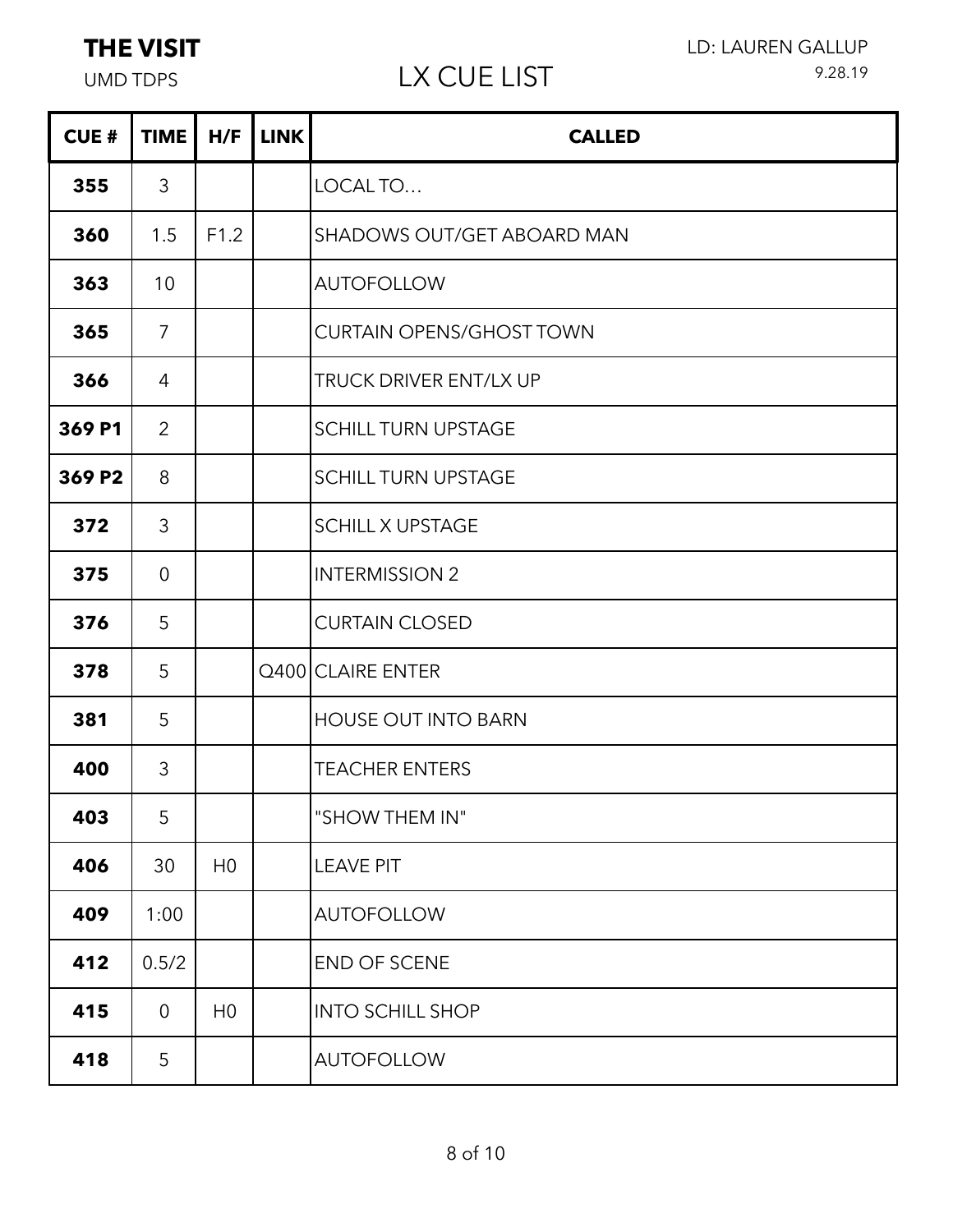**THE VISIT**

UMD TDPS

# LX CUE LIST

LD: LAUREN GALLUP

9.28.19

| CUE # | TIME | H/F | LINK | CALLED |
|---|---|---|---|---|
| **355** | 3 | | | LOCAL TO… |
| **360** | 1.5 | F1.2 | | SHADOWS OUT/GET ABOARD MAN |
| **363** | 10 | | | AUTOFOLLOW |
| **365** | 7 | | | CURTAIN OPENS/GHOST TOWN |
| **366** | 4 | | | TRUCK DRIVER ENT/LX UP |
| **369 P1** | 2 | | | SCHILL TURN UPSTAGE |
| **369 P2** | 8 | | | SCHILL TURN UPSTAGE |
| **372** | 3 | | | SCHILL X UPSTAGE |
| **375** | 0 | | | INTERMISSION 2 |
| **376** | 5 | | | CURTAIN CLOSED |
| **378** | 5 | | Q400 | CLAIRE ENTER |
| **381** | 5 | | | HOUSE OUT INTO BARN |
| **400** | 3 | | | TEACHER ENTERS |
| **403** | 5 | | | "SHOW THEM IN" |
| **406** | 30 | H0 | | LEAVE PIT |
| **409** | 1:00 | | | AUTOFOLLOW |
| **412** | 0.5/2 | | | END OF SCENE |
| **415** | 0 | H0 | | INTO SCHILL SHOP |
| **418** | 5 | | | AUTOFOLLOW |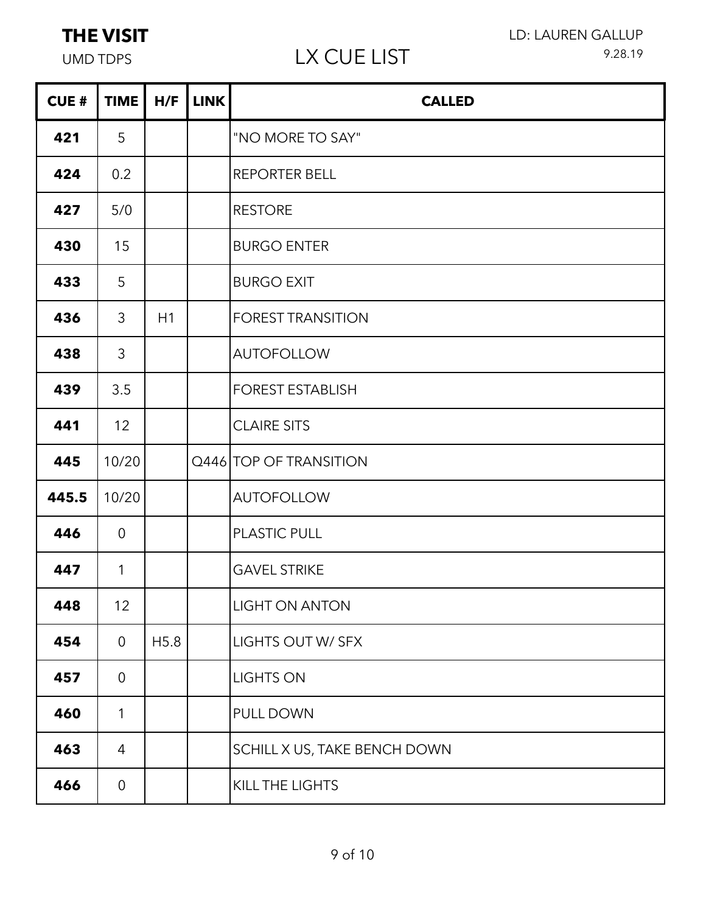**THE VISIT**

UMD TDPS

LD: LAUREN GALLUP

9.28.19

# LX CUE LIST

| CUE # | TIME | H/F | LINK | CALLED |
|---|---|---|---|---|
| **421** | 5 | | | "NO MORE TO SAY" |
| **424** | 0.2 | | | REPORTER BELL |
| **427** | 5/0 | | | RESTORE |
| **430** | 15 | | | BURGO ENTER |
| **433** | 5 | | | BURGO EXIT |
| **436** | 3 | H1 | | FOREST TRANSITION |
| **438** | 3 | | | AUTOFOLLOW |
| **439** | 3.5 | | | FOREST ESTABLISH |
| **441** | 12 | | | CLAIRE SITS |
| **445** | 10/20 | | Q446 | TOP OF TRANSITION |
| **445.5** | 10/20 | | | AUTOFOLLOW |
| **446** | 0 | | | PLASTIC PULL |
| **447** | 1 | | | GAVEL STRIKE |
| **448** | 12 | | | LIGHT ON ANTON |
| **454** | 0 | H5.8 | | LIGHTS OUT W/ SFX |
| **457** | 0 | | | LIGHTS ON |
| **460** | 1 | | | PULL DOWN |
| **463** | 4 | | | SCHILL X US, TAKE BENCH DOWN |
| **466** | 0 | | | KILL THE LIGHTS |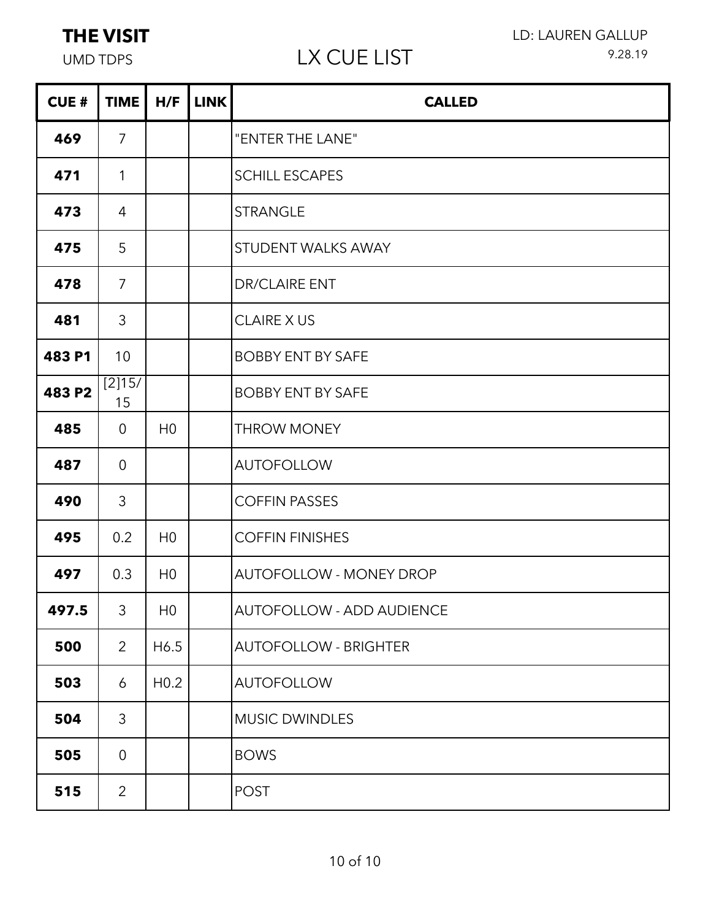**THE VISIT**

UMD TDPS

# LX CUE LIST

LD: LAUREN GALLUP

9.28.19

| CUE # | TIME | H/F | LINK | CALLED |
|---|---|---|---|---|
| **469** | 7 | | | "ENTER THE LANE" |
| **471** | 1 | | | SCHILL ESCAPES |
| **473** | 4 | | | STRANGLE |
| **475** | 5 | | | STUDENT WALKS AWAY |
| **478** | 7 | | | DR/CLAIRE ENT |
| **481** | 3 | | | CLAIRE X US |
| **483 P1** | 10 | | | BOBBY ENT BY SAFE |
| **483 P2** | [2]15/15 | | | BOBBY ENT BY SAFE |
| **485** | 0 | H0 | | THROW MONEY |
| **487** | 0 | | | AUTOFOLLOW |
| **490** | 3 | | | COFFIN PASSES |
| **495** | 0.2 | H0 | | COFFIN FINISHES |
| **497** | 0.3 | H0 | | AUTOFOLLOW - MONEY DROP |
| **497.5** | 3 | H0 | | AUTOFOLLOW - ADD AUDIENCE |
| **500** | 2 | H6.5 | | AUTOFOLLOW - BRIGHTER |
| **503** | 6 | H0.2 | | AUTOFOLLOW |
| **504** | 3 | | | MUSIC DWINDLES |
| **505** | 0 | | | BOWS |
| **515** | 2 | | | POST |